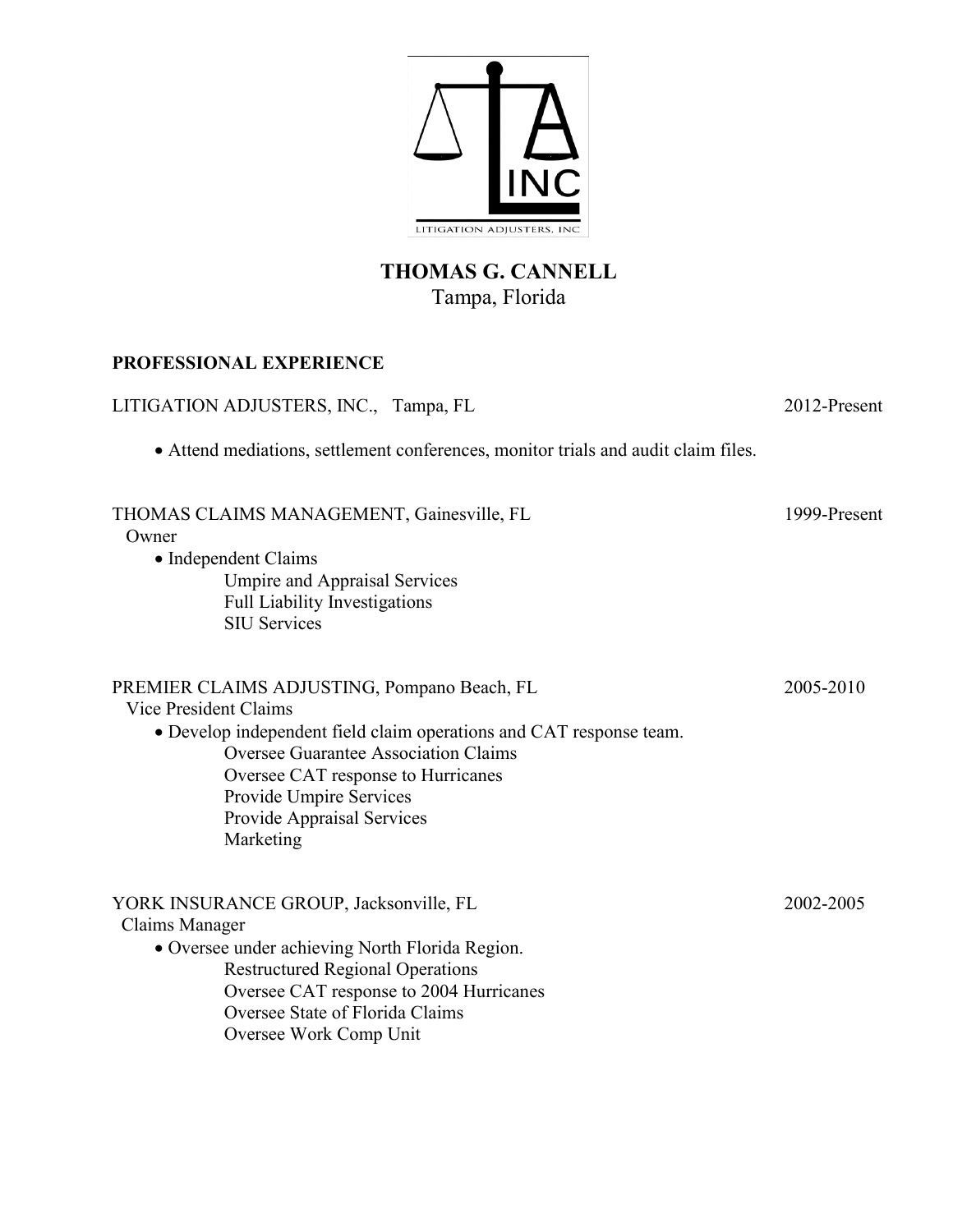# THOMAS G. CANNELL

Tampa, Florida

## PROFESSIONAL EXPERIENCE

LITIGATION ADJUSTERS, INC., Tampa, FL — 2012-Present

- Attend mediations, settlement conferences, monitor trials and audit claim files.

THOMAS CLAIMS MANAGEMENT, Gainesville, FL — 1999-Present

Owner

- Independent Claims
  - Umpire and Appraisal Services
  - Full Liability Investigations
  - SIU Services

PREMIER CLAIMS ADJUSTING, Pompano Beach, FL — 2005-2010

Vice President Claims

- Develop independent field claim operations and CAT response team.
  - Oversee Guarantee Association Claims
  - Oversee CAT response to Hurricanes
  - Provide Umpire Services
  - Provide Appraisal Services
  - Marketing

YORK INSURANCE GROUP, Jacksonville, FL — 2002-2005

Claims Manager

- Oversee under achieving North Florida Region.
  - Restructured Regional Operations
  - Oversee CAT response to 2004 Hurricanes
  - Oversee State of Florida Claims
  - Oversee Work Comp Unit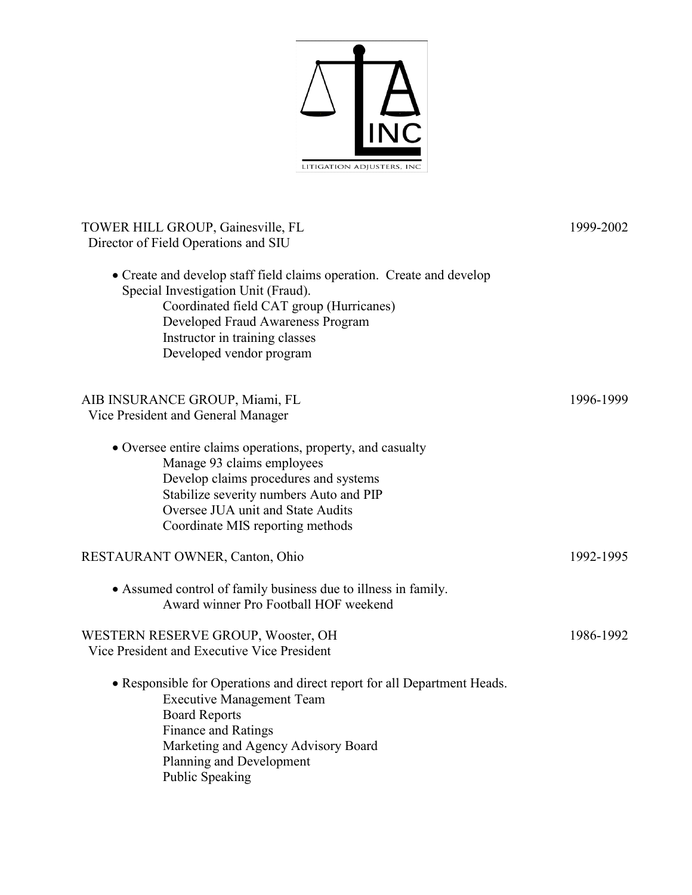LA INC

LITIGATION ADJUSTERS, INC

**TOWER HILL GROUP, Gainesville, FL** — 1999-2002

Director of Field Operations and SIU

- Create and develop staff field claims operation. Create and develop Special Investigation Unit (Fraud).
  - Coordinated field CAT group (Hurricanes)
  - Developed Fraud Awareness Program
  - Instructor in training classes
  - Developed vendor program

**AIB INSURANCE GROUP, Miami, FL** — 1996-1999

Vice President and General Manager

- Oversee entire claims operations, property, and casualty
  - Manage 93 claims employees
  - Develop claims procedures and systems
  - Stabilize severity numbers Auto and PIP
  - Oversee JUA unit and State Audits
  - Coordinate MIS reporting methods

**RESTAURANT OWNER, Canton, Ohio** — 1992-1995

- Assumed control of family business due to illness in family.
  - Award winner Pro Football HOF weekend

**WESTERN RESERVE GROUP, Wooster, OH** — 1986-1992

Vice President and Executive Vice President

- Responsible for Operations and direct report for all Department Heads.
  - Executive Management Team
  - Board Reports
  - Finance and Ratings
  - Marketing and Agency Advisory Board
  - Planning and Development
  - Public Speaking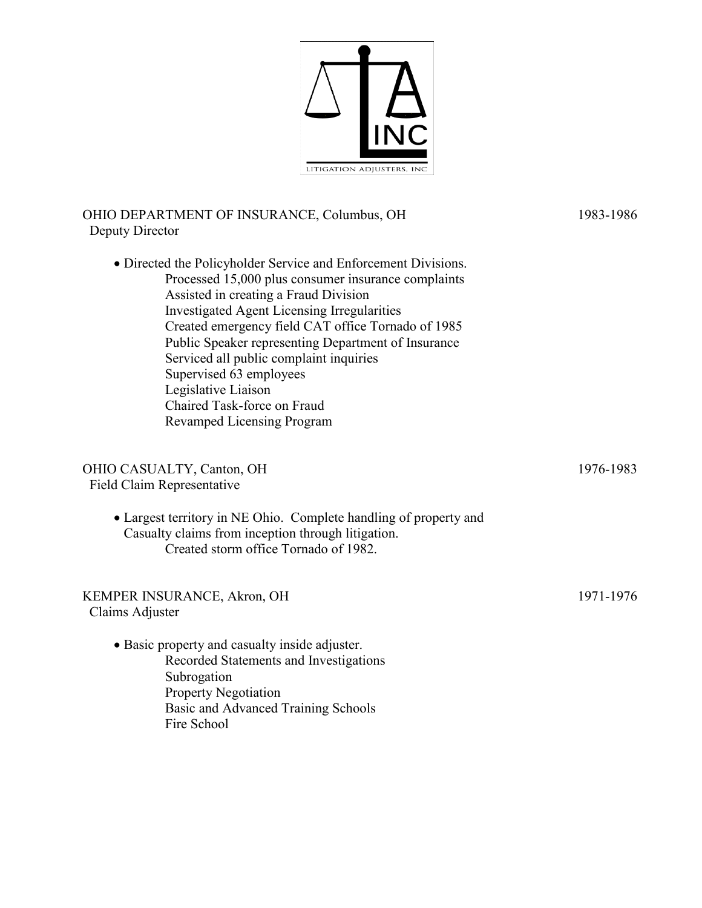LITIGATION ADJUSTERS, INC

**OHIO DEPARTMENT OF INSURANCE, Columbus, OH** — 1983-1986
Deputy Director

- Directed the Policyholder Service and Enforcement Divisions.
  - Processed 15,000 plus consumer insurance complaints
  - Assisted in creating a Fraud Division
  - Investigated Agent Licensing Irregularities
  - Created emergency field CAT office Tornado of 1985
  - Public Speaker representing Department of Insurance
  - Serviced all public complaint inquiries
  - Supervised 63 employees
  - Legislative Liaison
  - Chaired Task-force on Fraud
  - Revamped Licensing Program

**OHIO CASUALTY, Canton, OH** — 1976-1983
Field Claim Representative

- Largest territory in NE Ohio. Complete handling of property and Casualty claims from inception through litigation.
  - Created storm office Tornado of 1982.

**KEMPER INSURANCE, Akron, OH** — 1971-1976
Claims Adjuster

- Basic property and casualty inside adjuster.
  - Recorded Statements and Investigations
  - Subrogation
  - Property Negotiation
  - Basic and Advanced Training Schools
  - Fire School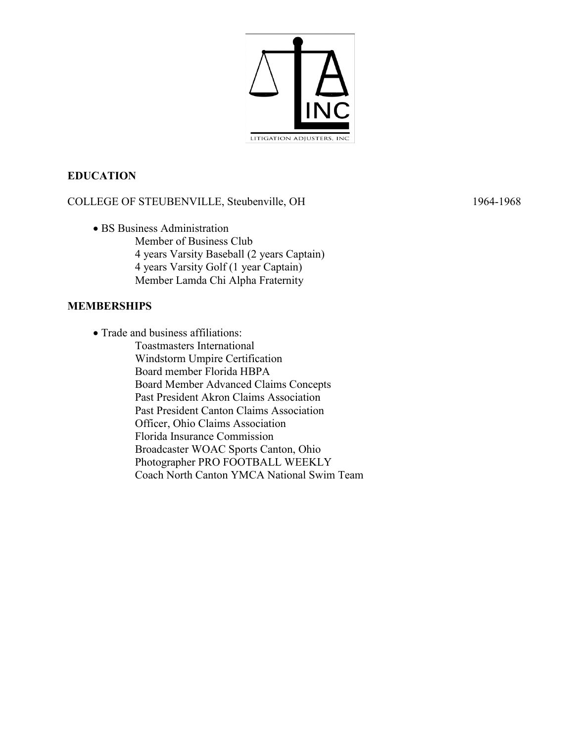## EDUCATION

COLLEGE OF STEUBENVILLE, Steubenville, OH 1964-1968

- BS Business Administration
  - Member of Business Club
  - 4 years Varsity Baseball (2 years Captain)
  - 4 years Varsity Golf (1 year Captain)
  - Member Lamda Chi Alpha Fraternity

## MEMBERSHIPS

- Trade and business affiliations:
  - Toastmasters International
  - Windstorm Umpire Certification
  - Board member Florida HBPA
  - Board Member Advanced Claims Concepts
  - Past President Akron Claims Association
  - Past President Canton Claims Association
  - Officer, Ohio Claims Association
  - Florida Insurance Commission
  - Broadcaster WOAC Sports Canton, Ohio
  - Photographer PRO FOOTBALL WEEKLY
  - Coach North Canton YMCA National Swim Team